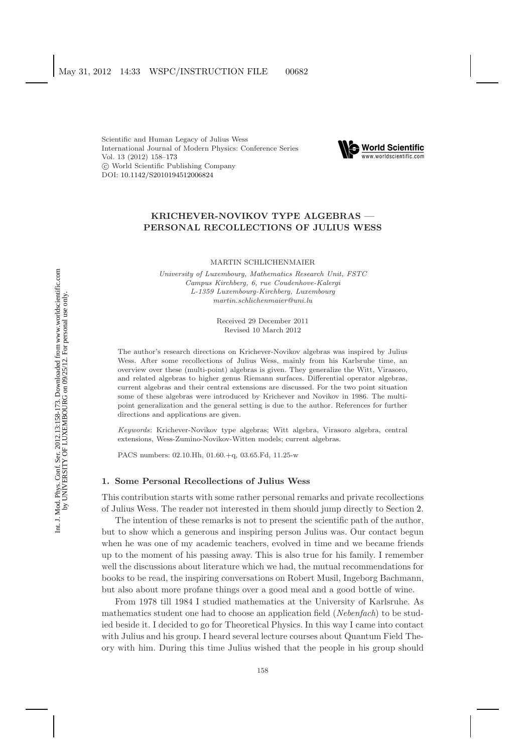Scientific and Human Legacy of Julius Wess
International Journal of Modern Physics: Conference Series
Vol. 13 (2012) 158–173
© World Scientific Publishing Company
DOI: 10.1142/S2010194512006824

# KRICHEVER-NOVIKOV TYPE ALGEBRAS — PERSONAL RECOLLECTIONS OF JULIUS WESS

MARTIN SCHLICHENMAIER

*University of Luxembourg, Mathematics Research Unit, FSTC*
*Campus Kirchberg, 6, rue Coudenhove-Kalergi*
*L-1359 Luxembourg-Kirchberg, Luxembourg*
*martin.schlichenmaier@uni.lu*

Received 29 December 2011
Revised 10 March 2012

The author's research directions on Krichever-Novikov algebras was inspired by Julius Wess. After some recollections of Julius Wess, mainly from his Karlsruhe time, an overview over these (multi-point) algebras is given. They generalize the Witt, Virasoro, and related algebras to higher genus Riemann surfaces. Differential operator algebras, current algebras and their central extensions are discussed. For the two point situation some of these algebras were introduced by Krichever and Novikov in 1986. The multi-point generalization and the general setting is due to the author. References for further directions and applications are given.

*Keywords*: Krichever-Novikov type algebras; Witt algebra, Virasoro algebra, central extensions, Wess-Zumino-Novikov-Witten models; current algebras.

PACS numbers: 02.10.Hh, 01.60.+q, 03.65.Fd, 11.25-w

## 1. Some Personal Recollections of Julius Wess

This contribution starts with some rather personal remarks and private recollections of Julius Wess. The reader not interested in them should jump directly to Section 2.

The intention of these remarks is not to present the scientific path of the author, but to show which a generous and inspiring person Julius was. Our contact begun when he was one of my academic teachers, evolved in time and we became friends up to the moment of his passing away. This is also true for his family. I remember well the discussions about literature which we had, the mutual recommendations for books to be read, the inspiring conversations on Robert Musil, Ingeborg Bachmann, but also about more profane things over a good meal and a good bottle of wine.

From 1978 till 1984 I studied mathematics at the University of Karlsruhe. As mathematics student one had to choose an application field (*Nebenfach*) to be studied beside it. I decided to go for Theoretical Physics. In this way I came into contact with Julius and his group. I heard several lecture courses about Quantum Field Theory with him. During this time Julius wished that the people in his group should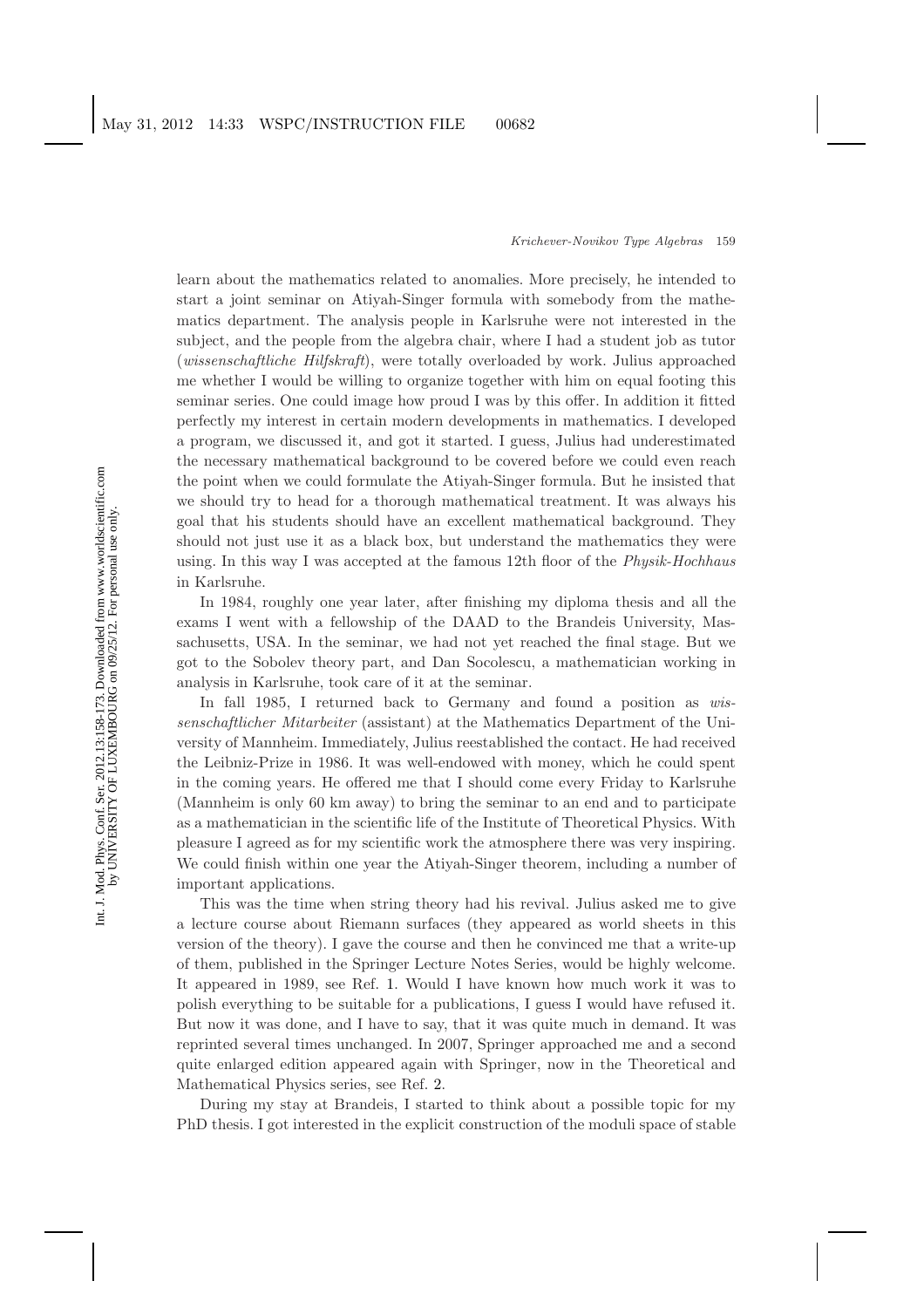learn about the mathematics related to anomalies. More precisely, he intended to start a joint seminar on Atiyah-Singer formula with somebody from the mathematics department. The analysis people in Karlsruhe were not interested in the subject, and the people from the algebra chair, where I had a student job as tutor (*wissenschaftliche Hilfskraft*), were totally overloaded by work. Julius approached me whether I would be willing to organize together with him on equal footing this seminar series. One could image how proud I was by this offer. In addition it fitted perfectly my interest in certain modern developments in mathematics. I developed a program, we discussed it, and got it started. I guess, Julius had underestimated the necessary mathematical background to be covered before we could even reach the point when we could formulate the Atiyah-Singer formula. But he insisted that we should try to head for a thorough mathematical treatment. It was always his goal that his students should have an excellent mathematical background. They should not just use it as a black box, but understand the mathematics they were using. In this way I was accepted at the famous 12th floor of the *Physik-Hochhaus* in Karlsruhe.

In 1984, roughly one year later, after finishing my diploma thesis and all the exams I went with a fellowship of the DAAD to the Brandeis University, Massachusetts, USA. In the seminar, we had not yet reached the final stage. But we got to the Sobolev theory part, and Dan Socolescu, a mathematician working in analysis in Karlsruhe, took care of it at the seminar.

In fall 1985, I returned back to Germany and found a position as *wissenschaftlicher Mitarbeiter* (assistant) at the Mathematics Department of the University of Mannheim. Immediately, Julius reestablished the contact. He had received the Leibniz-Prize in 1986. It was well-endowed with money, which he could spent in the coming years. He offered me that I should come every Friday to Karlsruhe (Mannheim is only 60 km away) to bring the seminar to an end and to participate as a mathematician in the scientific life of the Institute of Theoretical Physics. With pleasure I agreed as for my scientific work the atmosphere there was very inspiring. We could finish within one year the Atiyah-Singer theorem, including a number of important applications.

This was the time when string theory had his revival. Julius asked me to give a lecture course about Riemann surfaces (they appeared as world sheets in this version of the theory). I gave the course and then he convinced me that a write-up of them, published in the Springer Lecture Notes Series, would be highly welcome. It appeared in 1989, see Ref. 1. Would I have known how much work it was to polish everything to be suitable for a publications, I guess I would have refused it. But now it was done, and I have to say, that it was quite much in demand. It was reprinted several times unchanged. In 2007, Springer approached me and a second quite enlarged edition appeared again with Springer, now in the Theoretical and Mathematical Physics series, see Ref. 2.

During my stay at Brandeis, I started to think about a possible topic for my PhD thesis. I got interested in the explicit construction of the moduli space of stable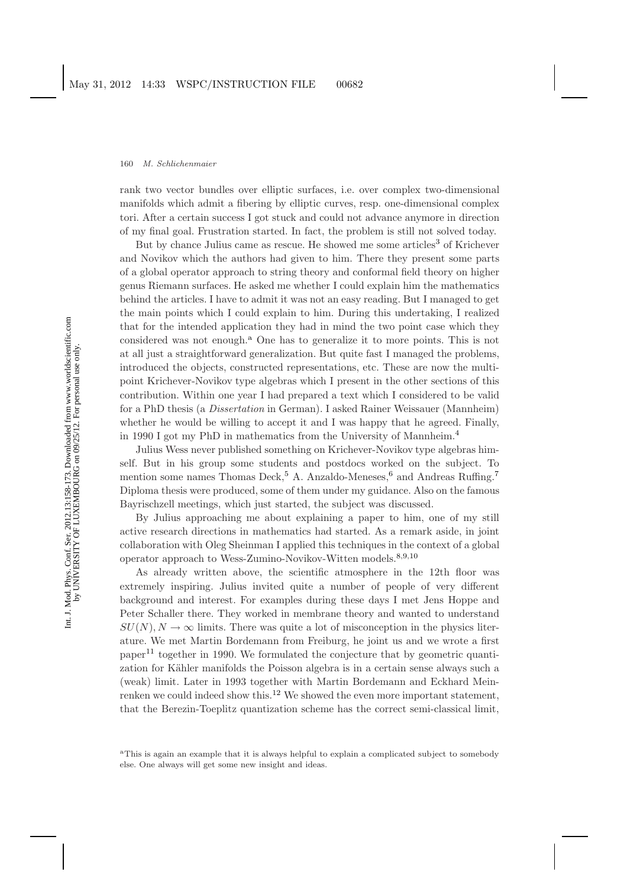rank two vector bundles over elliptic surfaces, i.e. over complex two-dimensional manifolds which admit a fibering by elliptic curves, resp. one-dimensional complex tori. After a certain success I got stuck and could not advance anymore in direction of my final goal. Frustration started. In fact, the problem is still not solved today.

But by chance Julius came as rescue. He showed me some articles[3] of Krichever and Novikov which the authors had given to him. There they present some parts of a global operator approach to string theory and conformal field theory on higher genus Riemann surfaces. He asked me whether I could explain him the mathematics behind the articles. I have to admit it was not an easy reading. But I managed to get the main points which I could explain to him. During this undertaking, I realized that for the intended application they had in mind the two point case which they considered was not enough.[a] One has to generalize it to more points. This is not at all just a straightforward generalization. But quite fast I managed the problems, introduced the objects, constructed representations, etc. These are now the multi-point Krichever-Novikov type algebras which I present in the other sections of this contribution. Within one year I had prepared a text which I considered to be valid for a PhD thesis (a *Dissertation* in German). I asked Rainer Weissauer (Mannheim) whether he would be willing to accept it and I was happy that he agreed. Finally, in 1990 I got my PhD in mathematics from the University of Mannheim.[4]

Julius Wess never published something on Krichever-Novikov type algebras himself. But in his group some students and postdocs worked on the subject. To mention some names Thomas Deck,[5] A. Anzaldo-Meneses,[6] and Andreas Ruffing.[7] Diploma thesis were produced, some of them under my guidance. Also on the famous Bayrischzell meetings, which just started, the subject was discussed.

By Julius approaching me about explaining a paper to him, one of my still active research directions in mathematics had started. As a remark aside, in joint collaboration with Oleg Sheinman I applied this techniques in the context of a global operator approach to Wess-Zumino-Novikov-Witten models.[8,9,10]

As already written above, the scientific atmosphere in the 12th floor was extremely inspiring. Julius invited quite a number of people of very different background and interest. For examples during these days I met Jens Hoppe and Peter Schaller there. They worked in membrane theory and wanted to understand $SU(N), N \to \infty$ limits. There was quite a lot of misconception in the physics literature. We met Martin Bordemann from Freiburg, he joint us and we wrote a first paper[11] together in 1990. We formulated the conjecture that by geometric quantization for Kähler manifolds the Poisson algebra is in a certain sense always such a (weak) limit. Later in 1993 together with Martin Bordemann and Eckhard Meinrenken we could indeed show this.[12] We showed the even more important statement, that the Berezin-Toeplitz quantization scheme has the correct semi-classical limit,

[a]This is again an example that it is always helpful to explain a complicated subject to somebody else. One always will get some new insight and ideas.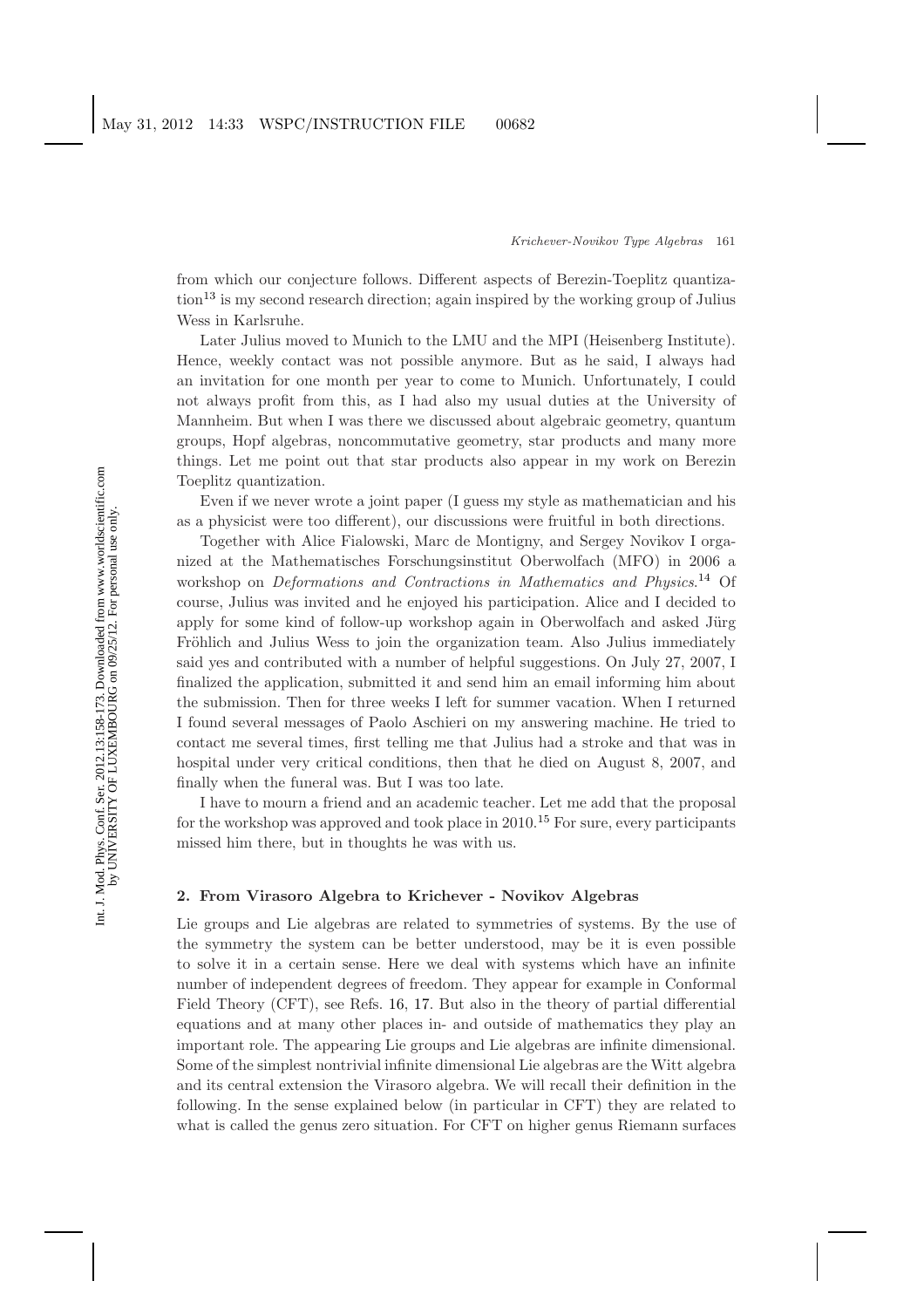from which our conjecture follows. Different aspects of Berezin-Toeplitz quantization[13] is my second research direction; again inspired by the working group of Julius Wess in Karlsruhe.

Later Julius moved to Munich to the LMU and the MPI (Heisenberg Institute). Hence, weekly contact was not possible anymore. But as he said, I always had an invitation for one month per year to come to Munich. Unfortunately, I could not always profit from this, as I had also my usual duties at the University of Mannheim. But when I was there we discussed about algebraic geometry, quantum groups, Hopf algebras, noncommutative geometry, star products and many more things. Let me point out that star products also appear in my work on Berezin Toeplitz quantization.

Even if we never wrote a joint paper (I guess my style as mathematician and his as a physicist were too different), our discussions were fruitful in both directions.

Together with Alice Fialowski, Marc de Montigny, and Sergey Novikov I organized at the Mathematisches Forschungsinstitut Oberwolfach (MFO) in 2006 a workshop on *Deformations and Contractions in Mathematics and Physics*.[14] Of course, Julius was invited and he enjoyed his participation. Alice and I decided to apply for some kind of follow-up workshop again in Oberwolfach and asked Jürg Fröhlich and Julius Wess to join the organization team. Also Julius immediately said yes and contributed with a number of helpful suggestions. On July 27, 2007, I finalized the application, submitted it and send him an email informing him about the submission. Then for three weeks I left for summer vacation. When I returned I found several messages of Paolo Aschieri on my answering machine. He tried to contact me several times, first telling me that Julius had a stroke and that was in hospital under very critical conditions, then that he died on August 8, 2007, and finally when the funeral was. But I was too late.

I have to mourn a friend and an academic teacher. Let me add that the proposal for the workshop was approved and took place in 2010.[15] For sure, every participants missed him there, but in thoughts he was with us.

## 2. From Virasoro Algebra to Krichever - Novikov Algebras

Lie groups and Lie algebras are related to symmetries of systems. By the use of the symmetry the system can be better understood, may be it is even possible to solve it in a certain sense. Here we deal with systems which have an infinite number of independent degrees of freedom. They appear for example in Conformal Field Theory (CFT), see Refs. 16, 17. But also in the theory of partial differential equations and at many other places in- and outside of mathematics they play an important role. The appearing Lie groups and Lie algebras are infinite dimensional. Some of the simplest nontrivial infinite dimensional Lie algebras are the Witt algebra and its central extension the Virasoro algebra. We will recall their definition in the following. In the sense explained below (in particular in CFT) they are related to what is called the genus zero situation. For CFT on higher genus Riemann surfaces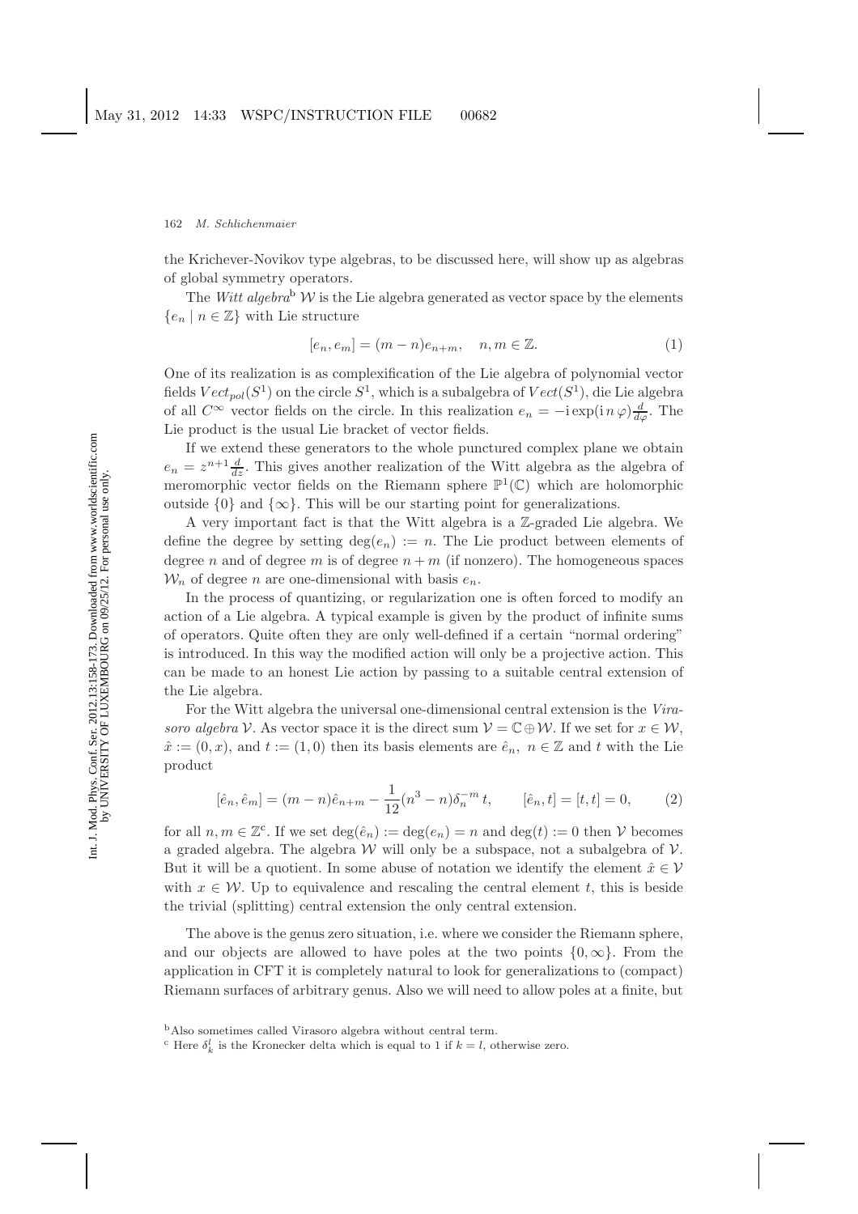the Krichever-Novikov type algebras, to be discussed here, will show up as algebras of global symmetry operators.

The *Witt algebra*[b] $\mathcal{W}$ is the Lie algebra generated as vector space by the elements $\{e_n \mid n \in \mathbb{Z}\}$ with Lie structure

$$[e_n, e_m] = (m-n)e_{n+m}, \quad n, m \in \mathbb{Z}. \tag{1}$$

One of its realization is as complexification of the Lie algebra of polynomial vector fields $Vect_{pol}(S^1)$ on the circle $S^1$, which is a subalgebra of $Vect(S^1)$, die Lie algebra of all $C^\infty$ vector fields on the circle. In this realization $e_n = -\mathrm{i}\exp(\mathrm{i}\, n\, \varphi)\frac{d}{d\varphi}$. The Lie product is the usual Lie bracket of vector fields.

If we extend these generators to the whole punctured complex plane we obtain $e_n = z^{n+1}\frac{d}{dz}$. This gives another realization of the Witt algebra as the algebra of meromorphic vector fields on the Riemann sphere $\mathbb{P}^1(\mathbb{C})$ which are holomorphic outside $\{0\}$ and $\{\infty\}$. This will be our starting point for generalizations.

A very important fact is that the Witt algebra is a $\mathbb{Z}$-graded Lie algebra. We define the degree by setting $\deg(e_n) := n$. The Lie product between elements of degree $n$ and of degree $m$ is of degree $n+m$ (if nonzero). The homogeneous spaces $\mathcal{W}_n$ of degree $n$ are one-dimensional with basis $e_n$.

In the process of quantizing, or regularization one is often forced to modify an action of a Lie algebra. A typical example is given by the product of infinite sums of operators. Quite often they are only well-defined if a certain "normal ordering" is introduced. In this way the modified action will only be a projective action. This can be made to an honest Lie action by passing to a suitable central extension of the Lie algebra.

For the Witt algebra the universal one-dimensional central extension is the *Virasoro algebra* $\mathcal{V}$. As vector space it is the direct sum $\mathcal{V} = \mathbb{C} \oplus \mathcal{W}$. If we set for $x \in \mathcal{W}$, $\hat{x} := (0, x)$, and $t := (1, 0)$ then its basis elements are $\hat{e}_n$, $n \in \mathbb{Z}$ and $t$ with the Lie product

$$[\hat{e}_n, \hat{e}_m] = (m-n)\hat{e}_{n+m} - \frac{1}{12}(n^3 - n)\delta_n^{-m}\, t, \qquad [\hat{e}_n, t] = [t, t] = 0, \tag{2}$$

for all $n, m \in \mathbb{Z}$[c]. If we set $\deg(\hat{e}_n) := \deg(e_n) = n$ and $\deg(t) := 0$ then $\mathcal{V}$ becomes a graded algebra. The algebra $\mathcal{W}$ will only be a subspace, not a subalgebra of $\mathcal{V}$. But it will be a quotient. In some abuse of notation we identify the element $\hat{x} \in \mathcal{V}$ with $x \in \mathcal{W}$. Up to equivalence and rescaling the central element $t$, this is beside the trivial (splitting) central extension the only central extension.

The above is the genus zero situation, i.e. where we consider the Riemann sphere, and our objects are allowed to have poles at the two points $\{0, \infty\}$. From the application in CFT it is completely natural to look for generalizations to (compact) Riemann surfaces of arbitrary genus. Also we will need to allow poles at a finite, but

[b] Also sometimes called Virasoro algebra without central term.

[c] Here $\delta_k^l$ is the Kronecker delta which is equal to 1 if $k = l$, otherwise zero.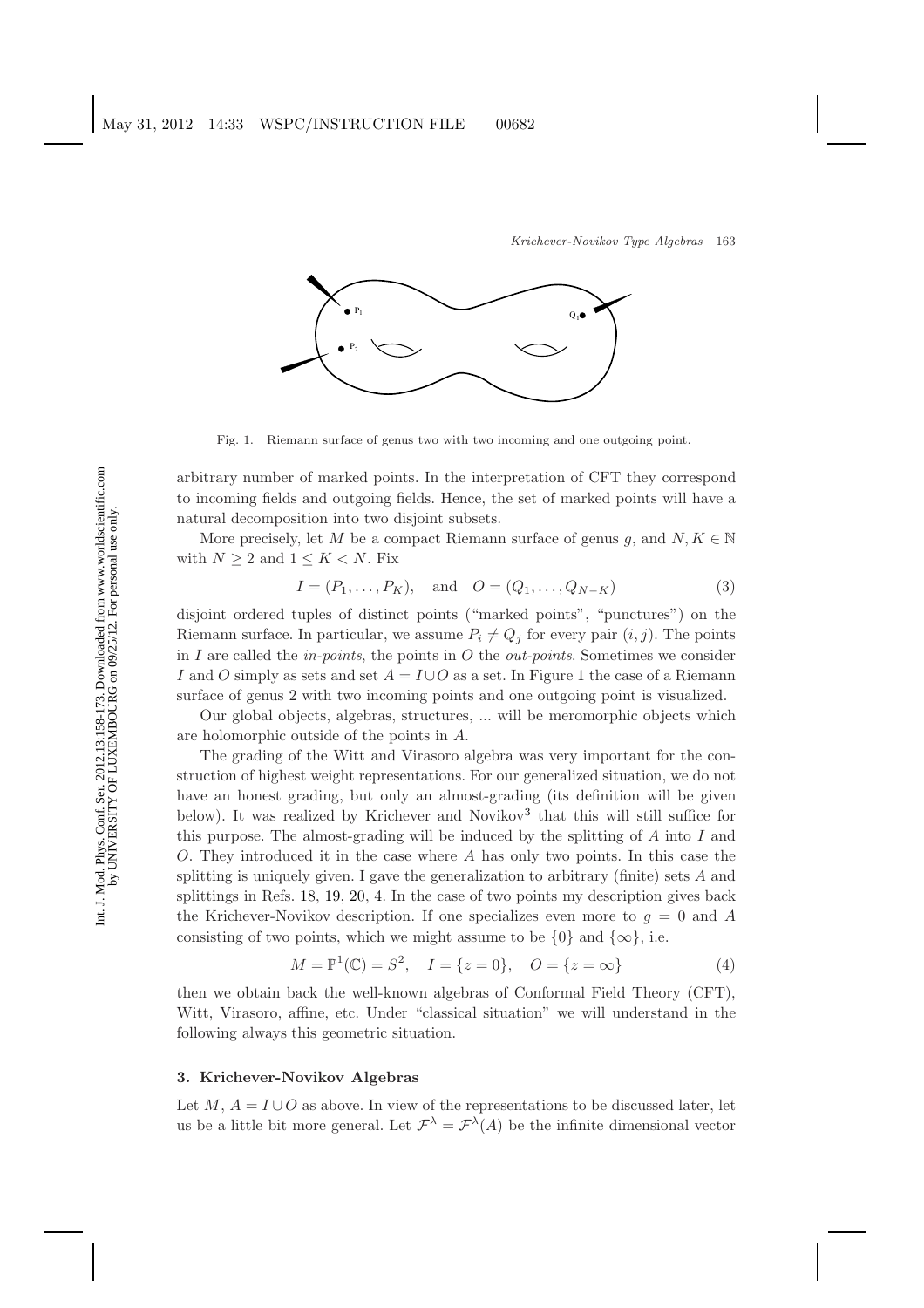Fig. 1. Riemann surface of genus two with two incoming and one outgoing point.

arbitrary number of marked points. In the interpretation of CFT they correspond to incoming fields and outgoing fields. Hence, the set of marked points will have a natural decomposition into two disjoint subsets.

More precisely, let $M$ be a compact Riemann surface of genus $g$, and $N, K \in \mathbb{N}$ with $N \geq 2$ and $1 \leq K < N$. Fix

$$I = (P_1, \ldots, P_K), \quad \text{and} \quad O = (Q_1, \ldots, Q_{N-K}) \tag{3}$$

disjoint ordered tuples of distinct points ("marked points", "punctures") on the Riemann surface. In particular, we assume $P_i \neq Q_j$ for every pair $(i, j)$. The points in $I$ are called the *in-points*, the points in $O$ the *out-points*. Sometimes we consider $I$ and $O$ simply as sets and set $A = I \cup O$ as a set. In Figure 1 the case of a Riemann surface of genus 2 with two incoming points and one outgoing point is visualized.

Our global objects, algebras, structures, ... will be meromorphic objects which are holomorphic outside of the points in $A$.

The grading of the Witt and Virasoro algebra was very important for the construction of highest weight representations. For our generalized situation, we do not have an honest grading, but only an almost-grading (its definition will be given below). It was realized by Krichever and Novikov[3] that this will still suffice for this purpose. The almost-grading will be induced by the splitting of $A$ into $I$ and $O$. They introduced it in the case where $A$ has only two points. In this case the splitting is uniquely given. I gave the generalization to arbitrary (finite) sets $A$ and splittings in Refs. 18, 19, 20, 4. In the case of two points my description gives back the Krichever-Novikov description. If one specializes even more to $g = 0$ and $A$ consisting of two points, which we might assume to be $\{0\}$ and $\{\infty\}$, i.e.

$$M = \mathbb{P}^1(\mathbb{C}) = S^2, \quad I = \{z = 0\}, \quad O = \{z = \infty\} \tag{4}$$

then we obtain back the well-known algebras of Conformal Field Theory (CFT), Witt, Virasoro, affine, etc. Under "classical situation" we will understand in the following always this geometric situation.

### 3. Krichever-Novikov Algebras

Let $M$, $A = I \cup O$ as above. In view of the representations to be discussed later, let us be a little bit more general. Let $\mathcal{F}^\lambda = \mathcal{F}^\lambda(A)$ be the infinite dimensional vector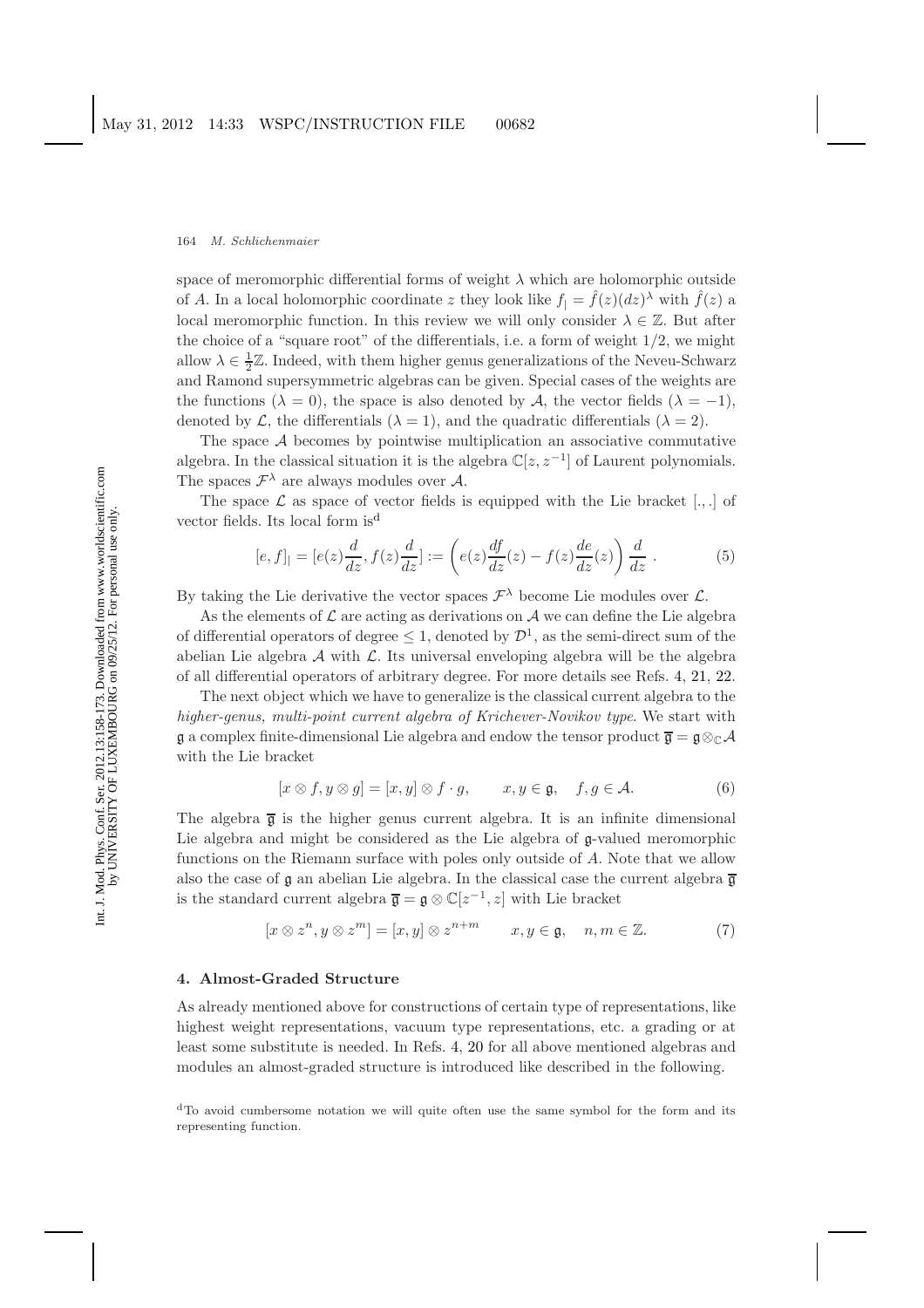space of meromorphic differential forms of weight $\lambda$ which are holomorphic outside of $A$. In a local holomorphic coordinate $z$ they look like $f_| = \hat{f}(z)(dz)^\lambda$ with $\hat{f}(z)$ a local meromorphic function. In this review we will only consider $\lambda \in \mathbb{Z}$. But after the choice of a "square root" of the differentials, i.e. a form of weight $1/2$, we might allow $\lambda \in \frac{1}{2}\mathbb{Z}$. Indeed, with them higher genus generalizations of the Neveu-Schwarz and Ramond supersymmetric algebras can be given. Special cases of the weights are the functions ($\lambda = 0$), the space is also denoted by $\mathcal{A}$, the vector fields ($\lambda = -1$), denoted by $\mathcal{L}$, the differentials ($\lambda = 1$), and the quadratic differentials ($\lambda = 2$).

The space $\mathcal{A}$ becomes by pointwise multiplication an associative commutative algebra. In the classical situation it is the algebra $\mathbb{C}[z, z^{-1}]$ of Laurent polynomials. The spaces $\mathcal{F}^\lambda$ are always modules over $\mathcal{A}$.

The space $\mathcal{L}$ as space of vector fields is equipped with the Lie bracket $[.,.]$ of vector fields. Its local form is[d]

$$[e, f]_| = [e(z)\frac{d}{dz}, f(z)\frac{d}{dz}] := \left( e(z)\frac{df}{dz}(z) - f(z)\frac{de}{dz}(z) \right) \frac{d}{dz} \ . \tag{5}$$

By taking the Lie derivative the vector spaces $\mathcal{F}^\lambda$ become Lie modules over $\mathcal{L}$.

As the elements of $\mathcal{L}$ are acting as derivations on $\mathcal{A}$ we can define the Lie algebra of differential operators of degree $\leq 1$, denoted by $\mathcal{D}^1$, as the semi-direct sum of the abelian Lie algebra $\mathcal{A}$ with $\mathcal{L}$. Its universal enveloping algebra will be the algebra of all differential operators of arbitrary degree. For more details see Refs. 4, 21, 22.

The next object which we have to generalize is the classical current algebra to the *higher-genus, multi-point current algebra of Krichever-Novikov type*. We start with $\mathfrak{g}$ a complex finite-dimensional Lie algebra and endow the tensor product $\overline{\mathfrak{g}} = \mathfrak{g} \otimes_{\mathbb{C}} \mathcal{A}$ with the Lie bracket

$$[x \otimes f, y \otimes g] = [x, y] \otimes f \cdot g, \qquad x, y \in \mathfrak{g}, \quad f, g \in \mathcal{A}. \tag{6}$$

The algebra $\overline{\mathfrak{g}}$ is the higher genus current algebra. It is an infinite dimensional Lie algebra and might be considered as the Lie algebra of $\mathfrak{g}$-valued meromorphic functions on the Riemann surface with poles only outside of $A$. Note that we allow also the case of $\mathfrak{g}$ an abelian Lie algebra. In the classical case the current algebra $\overline{\mathfrak{g}}$ is the standard current algebra $\overline{\mathfrak{g}} = \mathfrak{g} \otimes \mathbb{C}[z^{-1}, z]$ with Lie bracket

$$[x \otimes z^n, y \otimes z^m] = [x, y] \otimes z^{n+m} \qquad x, y \in \mathfrak{g}, \quad n, m \in \mathbb{Z}. \tag{7}$$

## 4. Almost-Graded Structure

As already mentioned above for constructions of certain type of representations, like highest weight representations, vacuum type representations, etc. a grading or at least some substitute is needed. In Refs. 4, 20 for all above mentioned algebras and modules an almost-graded structure is introduced like described in the following.

[d] To avoid cumbersome notation we will quite often use the same symbol for the form and its representing function.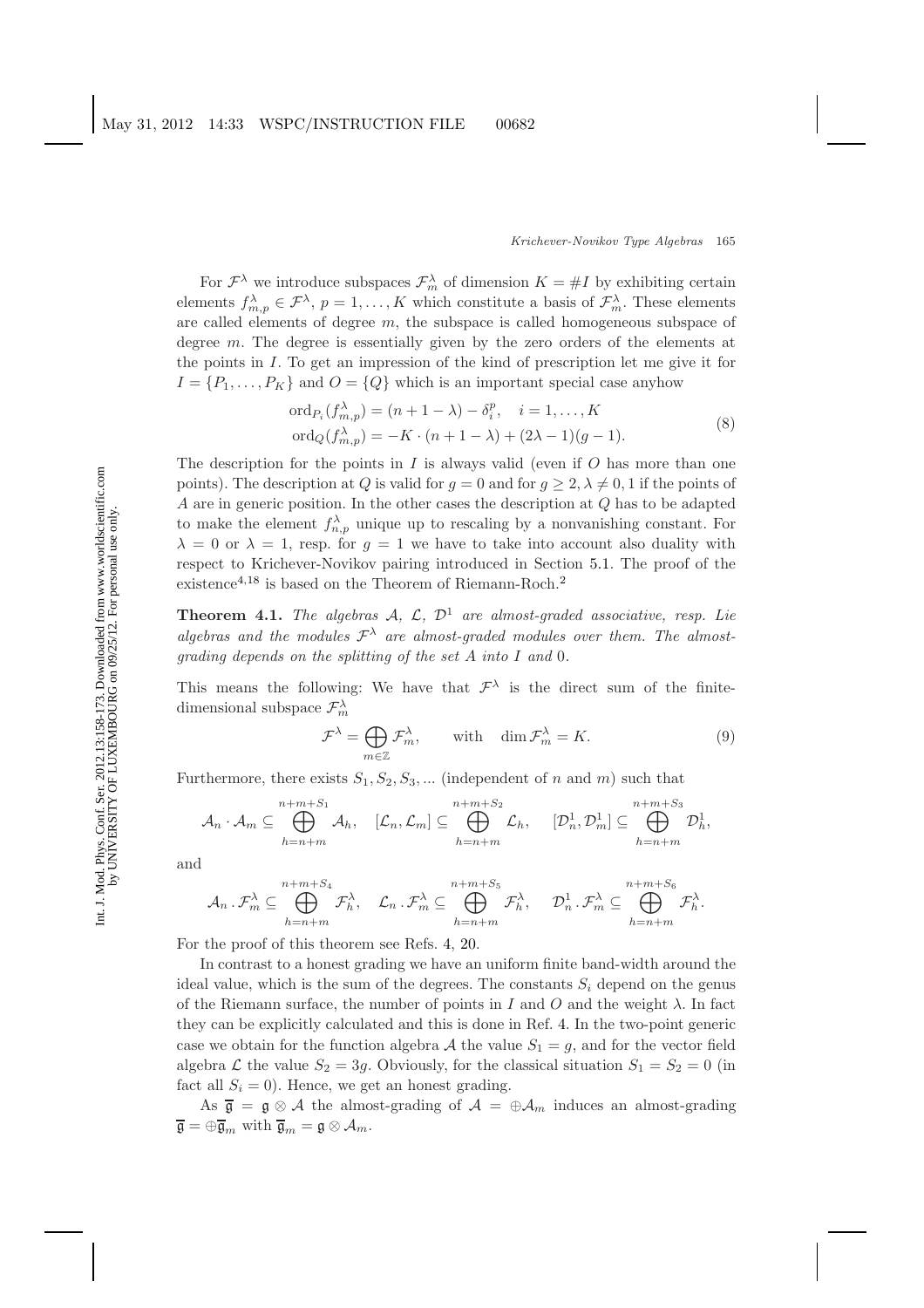For $\mathcal{F}^\lambda$ we introduce subspaces $\mathcal{F}^\lambda_m$ of dimension $K = \#I$ by exhibiting certain elements $f^\lambda_{m,p} \in \mathcal{F}^\lambda$, $p = 1, \ldots, K$ which constitute a basis of $\mathcal{F}^\lambda_m$. These elements are called elements of degree $m$, the subspace is called homogeneous subspace of degree $m$. The degree is essentially given by the zero orders of the elements at the points in $I$. To get an impression of the kind of prescription let me give it for $I = \{P_1, \ldots, P_K\}$ and $O = \{Q\}$ which is an important special case anyhow

$$
\begin{aligned}
\operatorname{ord}_{P_i}(f^\lambda_{m,p}) &= (n + 1 - \lambda) - \delta^p_i, \quad i = 1, \ldots, K \\
\operatorname{ord}_Q(f^\lambda_{m,p}) &= -K \cdot (n + 1 - \lambda) + (2\lambda - 1)(g - 1).
\end{aligned}
\tag{8}
$$

The description for the points in $I$ is always valid (even if $O$ has more than one points). The description at $Q$ is valid for $g = 0$ and for $g \geq 2, \lambda \neq 0, 1$ if the points of $A$ are in generic position. In the other cases the description at $Q$ has to be adapted to make the element $f^\lambda_{n,p}$ unique up to rescaling by a nonvanishing constant. For $\lambda = 0$ or $\lambda = 1$, resp. for $g = 1$ we have to take into account also duality with respect to Krichever-Novikov pairing introduced in Section 5.1. The proof of the existence[4,18] is based on the Theorem of Riemann-Roch.[2]

**Theorem 4.1.** *The algebras $\mathcal{A}$, $\mathcal{L}$, $\mathcal{D}^1$ are almost-graded associative, resp. Lie algebras and the modules $\mathcal{F}^\lambda$ are almost-graded modules over them. The almost-grading depends on the splitting of the set $A$ into $I$ and* 0.

This means the following: We have that $\mathcal{F}^\lambda$ is the direct sum of the finite-dimensional subspace $\mathcal{F}^\lambda_m$

$$
\mathcal{F}^\lambda = \bigoplus_{m \in \mathbb{Z}} \mathcal{F}^\lambda_m, \qquad \text{with} \quad \dim \mathcal{F}^\lambda_m = K. \tag{9}
$$

Furthermore, there exists $S_1, S_2, S_3, \ldots$ (independent of $n$ and $m$) such that

$$
\mathcal{A}_n \cdot \mathcal{A}_m \subseteq \bigoplus_{h=n+m}^{n+m+S_1} \mathcal{A}_h, \quad [\mathcal{L}_n, \mathcal{L}_m] \subseteq \bigoplus_{h=n+m}^{n+m+S_2} \mathcal{L}_h, \quad [\mathcal{D}^1_n, \mathcal{D}^1_m] \subseteq \bigoplus_{h=n+m}^{n+m+S_3} \mathcal{D}^1_h,
$$

and

$$
\mathcal{A}_n \,.\, \mathcal{F}^\lambda_m \subseteq \bigoplus_{h=n+m}^{n+m+S_4} \mathcal{F}^\lambda_h, \quad \mathcal{L}_n \,.\, \mathcal{F}^\lambda_m \subseteq \bigoplus_{h=n+m}^{n+m+S_5} \mathcal{F}^\lambda_h, \quad \mathcal{D}^1_n \,.\, \mathcal{F}^\lambda_m \subseteq \bigoplus_{h=n+m}^{n+m+S_6} \mathcal{F}^\lambda_h.
$$

For the proof of this theorem see Refs. 4, 20.

In contrast to a honest grading we have an uniform finite band-width around the ideal value, which is the sum of the degrees. The constants $S_i$ depend on the genus of the Riemann surface, the number of points in $I$ and $O$ and the weight $\lambda$. In fact they can be explicitly calculated and this is done in Ref. 4. In the two-point generic case we obtain for the function algebra $\mathcal{A}$ the value $S_1 = g$, and for the vector field algebra $\mathcal{L}$ the value $S_2 = 3g$. Obviously, for the classical situation $S_1 = S_2 = 0$ (in fact all $S_i = 0$). Hence, we get an honest grading.

As $\overline{\mathfrak{g}} = \mathfrak{g} \otimes \mathcal{A}$ the almost-grading of $\mathcal{A} = \oplus \mathcal{A}_m$ induces an almost-grading $\overline{\mathfrak{g}} = \oplus \overline{\mathfrak{g}}_m$ with $\overline{\mathfrak{g}}_m = \mathfrak{g} \otimes \mathcal{A}_m$.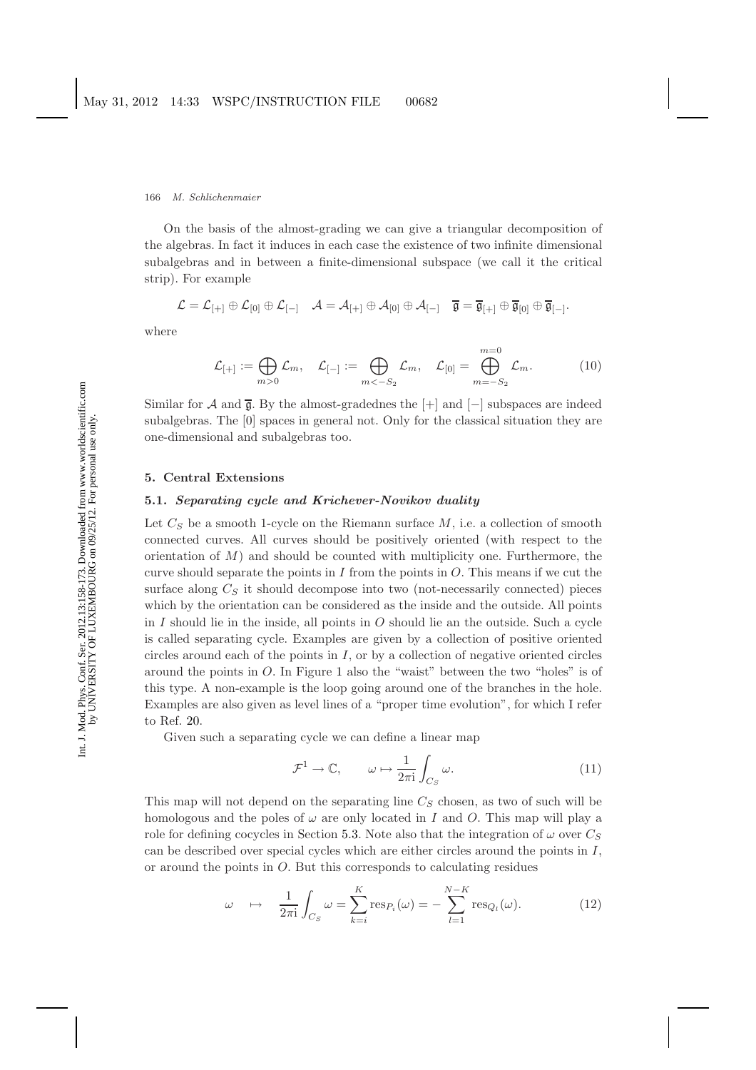On the basis of the almost-grading we can give a triangular decomposition of the algebras. In fact it induces in each case the existence of two infinite dimensional subalgebras and in between a finite-dimensional subspace (we call it the critical strip). For example

$$\mathcal{L} = \mathcal{L}_{[+]} \oplus \mathcal{L}_{[0]} \oplus \mathcal{L}_{[-]} \quad \mathcal{A} = \mathcal{A}_{[+]} \oplus \mathcal{A}_{[0]} \oplus \mathcal{A}_{[-]} \quad \overline{\mathfrak{g}} = \overline{\mathfrak{g}}_{[+]} \oplus \overline{\mathfrak{g}}_{[0]} \oplus \overline{\mathfrak{g}}_{[-]}.$$

where

$$\mathcal{L}_{[+]} := \bigoplus_{m>0} \mathcal{L}_m, \quad \mathcal{L}_{[-]} := \bigoplus_{m<-S_2} \mathcal{L}_m, \quad \mathcal{L}_{[0]} = \bigoplus_{m=-S_2}^{m=0} \mathcal{L}_m. \tag{10}$$

Similar for $\mathcal{A}$ and $\overline{\mathfrak{g}}$. By the almost-gradednes the $[+]$ and $[-]$ subspaces are indeed subalgebras. The $[0]$ spaces in general not. Only for the classical situation they are one-dimensional and subalgebras too.

## 5. Central Extensions

### 5.1. *Separating cycle and Krichever-Novikov duality*

Let $C_S$ be a smooth 1-cycle on the Riemann surface $M$, i.e. a collection of smooth connected curves. All curves should be positively oriented (with respect to the orientation of $M$) and should be counted with multiplicity one. Furthermore, the curve should separate the points in $I$ from the points in $O$. This means if we cut the surface along $C_S$ it should decompose into two (not-necessarily connected) pieces which by the orientation can be considered as the inside and the outside. All points in $I$ should lie in the inside, all points in $O$ should lie an the outside. Such a cycle is called separating cycle. Examples are given by a collection of positive oriented circles around each of the points in $I$, or by a collection of negative oriented circles around the points in $O$. In Figure 1 also the "waist" between the two "holes" is of this type. A non-example is the loop going around one of the branches in the hole. Examples are also given as level lines of a "proper time evolution", for which I refer to Ref. 20.

Given such a separating cycle we can define a linear map

$$\mathcal{F}^1 \to \mathbb{C}, \qquad \omega \mapsto \frac{1}{2\pi \mathrm{i}} \int_{C_S} \omega. \tag{11}$$

This map will not depend on the separating line $C_S$ chosen, as two of such will be homologous and the poles of $\omega$ are only located in $I$ and $O$. This map will play a role for defining cocycles in Section 5.3. Note also that the integration of $\omega$ over $C_S$ can be described over special cycles which are either circles around the points in $I$, or around the points in $O$. But this corresponds to calculating residues

$$\omega \quad \mapsto \quad \frac{1}{2\pi \mathrm{i}} \int_{C_S} \omega = \sum_{k=i}^{K} \mathrm{res}_{P_i}(\omega) = -\sum_{l=1}^{N-K} \mathrm{res}_{Q_l}(\omega). \tag{12}$$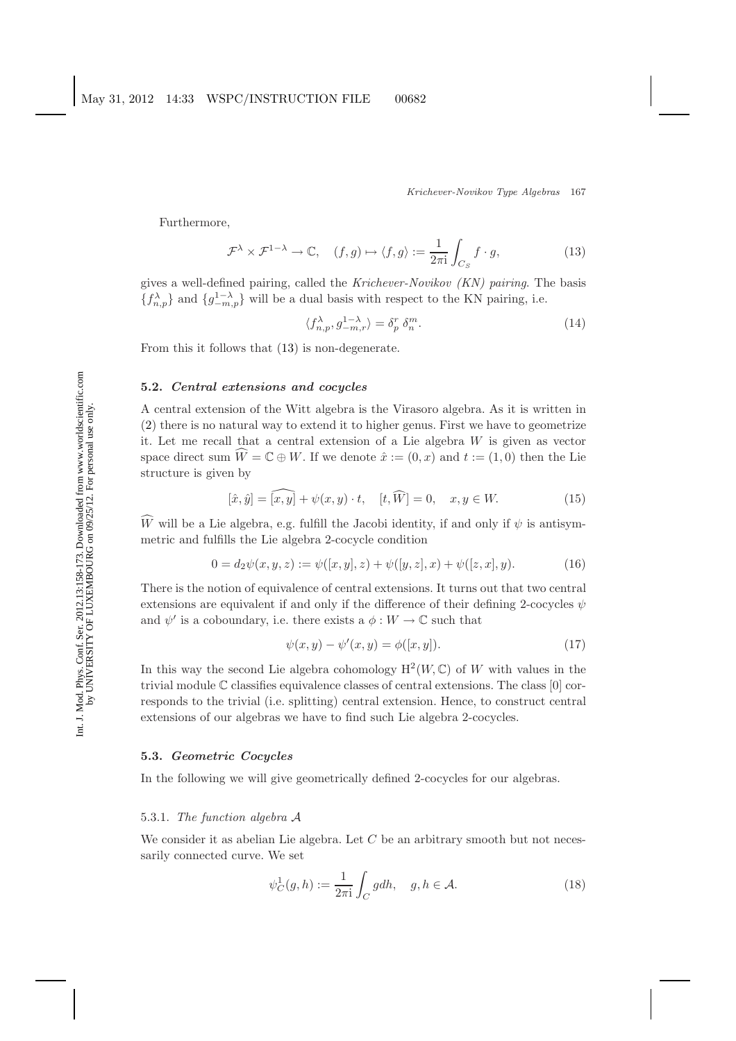Furthermore,

$$\mathcal{F}^\lambda \times \mathcal{F}^{1-\lambda} \to \mathbb{C}, \quad (f,g) \mapsto \langle f, g \rangle := \frac{1}{2\pi \mathrm{i}} \int_{C_S} f \cdot g, \tag{13}$$

gives a well-defined pairing, called the *Krichever-Novikov (KN) pairing*. The basis $\{f^\lambda_{n,p}\}$ and $\{g^{1-\lambda}_{-m,p}\}$ will be a dual basis with respect to the KN pairing, i.e.

$$\langle f^\lambda_{n,p}, g^{1-\lambda}_{-m,r} \rangle = \delta^r_p \, \delta^m_n. \tag{14}$$

From this it follows that (13) is non-degenerate.

### 5.2. *Central extensions and cocycles*

A central extension of the Witt algebra is the Virasoro algebra. As it is written in (2) there is no natural way to extend it to higher genus. First we have to geometrize it. Let me recall that a central extension of a Lie algebra $W$ is given as vector space direct sum $\widehat{W} = \mathbb{C} \oplus W$. If we denote $\hat{x} := (0, x)$ and $t := (1, 0)$ then the Lie structure is given by

$$[\hat{x}, \hat{y}] = \widehat{[x,y]} + \psi(x,y) \cdot t, \quad [t, \widehat{W}] = 0, \quad x, y \in W. \tag{15}$$

$\widehat{W}$ will be a Lie algebra, e.g. fulfill the Jacobi identity, if and only if $\psi$ is antisymmetric and fulfills the Lie algebra 2-cocycle condition

$$0 = d_2\psi(x,y,z) := \psi([x,y],z) + \psi([y,z],x) + \psi([z,x],y). \tag{16}$$

There is the notion of equivalence of central extensions. It turns out that two central extensions are equivalent if and only if the difference of their defining 2-cocycles $\psi$ and $\psi'$ is a coboundary, i.e. there exists a $\phi : W \to \mathbb{C}$ such that

$$\psi(x,y) - \psi'(x,y) = \phi([x,y]). \tag{17}$$

In this way the second Lie algebra cohomology $\mathrm{H}^2(W, \mathbb{C})$ of $W$ with values in the trivial module $\mathbb{C}$ classifies equivalence classes of central extensions. The class $[0]$ corresponds to the trivial (i.e. splitting) central extension. Hence, to construct central extensions of our algebras we have to find such Lie algebra 2-cocycles.

### 5.3. *Geometric Cocycles*

In the following we will give geometrically defined 2-cocycles for our algebras.

#### 5.3.1. *The function algebra $\mathcal{A}$*

We consider it as abelian Lie algebra. Let $C$ be an arbitrary smooth but not necessarily connected curve. We set

$$\psi^1_C(g,h) := \frac{1}{2\pi \mathrm{i}} \int_C g dh, \quad g, h \in \mathcal{A}. \tag{18}$$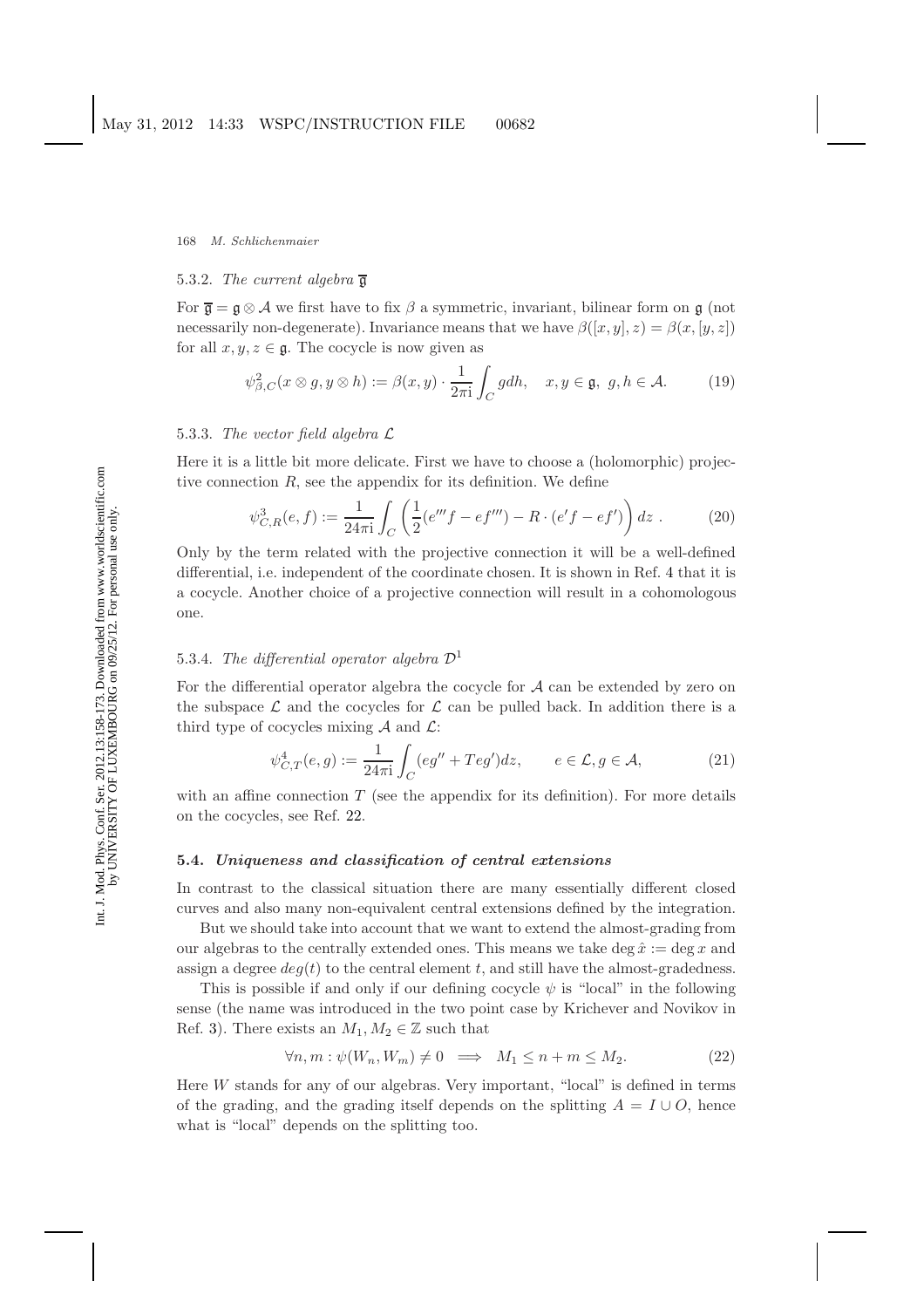#### 5.3.2. *The current algebra* $\overline{\mathfrak{g}}$

For $\overline{\mathfrak{g}} = \mathfrak{g} \otimes \mathcal{A}$ we first have to fix $\beta$ a symmetric, invariant, bilinear form on $\mathfrak{g}$ (not necessarily non-degenerate). Invariance means that we have $\beta([x,y],z) = \beta(x,[y,z])$ for all $x,y,z \in \mathfrak{g}$. The cocycle is now given as

$$\psi^2_{\beta,C}(x \otimes g, y \otimes h) := \beta(x,y) \cdot \frac{1}{2\pi \mathrm{i}} \int_C g dh, \quad x,y \in \mathfrak{g},\ g,h \in \mathcal{A}. \tag{19}$$

#### 5.3.3. *The vector field algebra* $\mathcal{L}$

Here it is a little bit more delicate. First we have to choose a (holomorphic) projective connection $R$, see the appendix for its definition. We define

$$\psi^3_{C,R}(e,f) := \frac{1}{24\pi \mathrm{i}} \int_C \left( \frac{1}{2}(e'''f - ef''') - R \cdot (e'f - ef') \right) dz\ . \tag{20}$$

Only by the term related with the projective connection it will be a well-defined differential, i.e. independent of the coordinate chosen. It is shown in Ref. 4 that it is a cocycle. Another choice of a projective connection will result in a cohomologous one.

#### 5.3.4. *The differential operator algebra* $\mathcal{D}^1$

For the differential operator algebra the cocycle for $\mathcal{A}$ can be extended by zero on the subspace $\mathcal{L}$ and the cocycles for $\mathcal{L}$ can be pulled back. In addition there is a third type of cocycles mixing $\mathcal{A}$ and $\mathcal{L}$:

$$\psi^4_{C,T}(e,g) := \frac{1}{24\pi \mathrm{i}} \int_C (eg'' + Teg')dz, \qquad e \in \mathcal{L}, g \in \mathcal{A}, \tag{21}$$

with an affine connection $T$ (see the appendix for its definition). For more details on the cocycles, see Ref. 22.

### 5.4. *Uniqueness and classification of central extensions*

In contrast to the classical situation there are many essentially different closed curves and also many non-equivalent central extensions defined by the integration.

But we should take into account that we want to extend the almost-grading from our algebras to the centrally extended ones. This means we take $\deg \hat{x} := \deg x$ and assign a degree $deg(t)$ to the central element $t$, and still have the almost-gradedness.

This is possible if and only if our defining cocycle $\psi$ is "local" in the following sense (the name was introduced in the two point case by Krichever and Novikov in Ref. 3). There exists an $M_1, M_2 \in \mathbb{Z}$ such that

$$\forall n,m : \psi(W_n, W_m) \neq 0 \implies M_1 \leq n+m \leq M_2. \tag{22}$$

Here $W$ stands for any of our algebras. Very important, "local" is defined in terms of the grading, and the grading itself depends on the splitting $A = I \cup O$, hence what is "local" depends on the splitting too.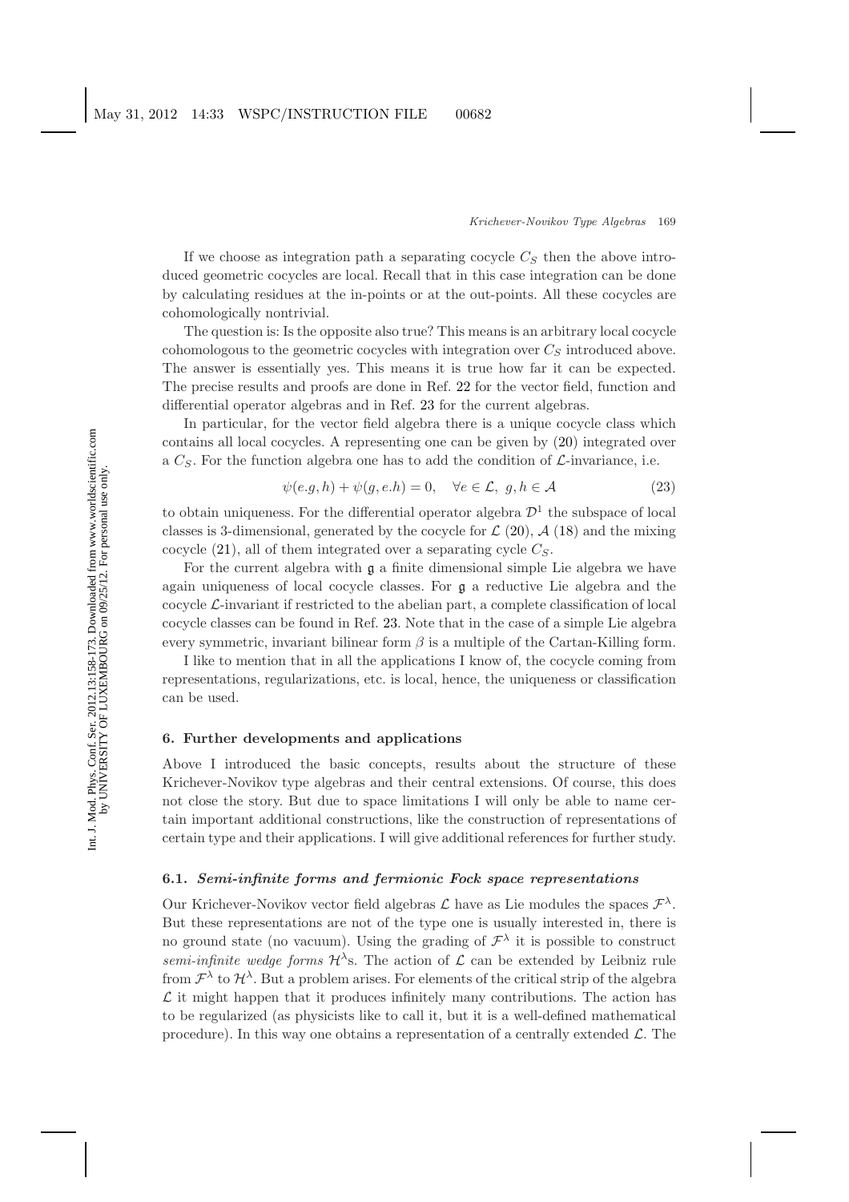If we choose as integration path a separating cocycle $C_S$ then the above introduced geometric cocycles are local. Recall that in this case integration can be done by calculating residues at the in-points or at the out-points. All these cocycles are cohomologically nontrivial.

The question is: Is the opposite also true? This means is an arbitrary local cocycle cohomologous to the geometric cocycles with integration over $C_S$ introduced above. The answer is essentially yes. This means it is true how far it can be expected. The precise results and proofs are done in Ref. 22 for the vector field, function and differential operator algebras and in Ref. 23 for the current algebras.

In particular, for the vector field algebra there is a unique cocycle class which contains all local cocycles. A representing one can be given by (20) integrated over a $C_S$. For the function algebra one has to add the condition of $\mathcal{L}$-invariance, i.e.

$$\psi(e.g, h) + \psi(g, e.h) = 0, \quad \forall e \in \mathcal{L},\ g, h \in \mathcal{A} \tag{23}$$

to obtain uniqueness. For the differential operator algebra $\mathcal{D}^1$ the subspace of local classes is 3-dimensional, generated by the cocycle for $\mathcal{L}$ (20), $\mathcal{A}$ (18) and the mixing cocycle (21), all of them integrated over a separating cycle $C_S$.

For the current algebra with $\mathfrak{g}$ a finite dimensional simple Lie algebra we have again uniqueness of local cocycle classes. For $\mathfrak{g}$ a reductive Lie algebra and the cocycle $\mathcal{L}$-invariant if restricted to the abelian part, a complete classification of local cocycle classes can be found in Ref. 23. Note that in the case of a simple Lie algebra every symmetric, invariant bilinear form $\beta$ is a multiple of the Cartan-Killing form.

I like to mention that in all the applications I know of, the cocycle coming from representations, regularizations, etc. is local, hence, the uniqueness or classification can be used.

## 6. Further developments and applications

Above I introduced the basic concepts, results about the structure of these Krichever-Novikov type algebras and their central extensions. Of course, this does not close the story. But due to space limitations I will only be able to name certain important additional constructions, like the construction of representations of certain type and their applications. I will give additional references for further study.

### 6.1. *Semi-infinite forms and fermionic Fock space representations*

Our Krichever-Novikov vector field algebras $\mathcal{L}$ have as Lie modules the spaces $\mathcal{F}^\lambda$. But these representations are not of the type one is usually interested in, there is no ground state (no vacuum). Using the grading of $\mathcal{F}^\lambda$ it is possible to construct *semi-infinite wedge forms* $\mathcal{H}^\lambda$s. The action of $\mathcal{L}$ can be extended by Leibniz rule from $\mathcal{F}^\lambda$ to $\mathcal{H}^\lambda$. But a problem arises. For elements of the critical strip of the algebra $\mathcal{L}$ it might happen that it produces infinitely many contributions. The action has to be regularized (as physicists like to call it, but it is a well-defined mathematical procedure). In this way one obtains a representation of a centrally extended $\mathcal{L}$. The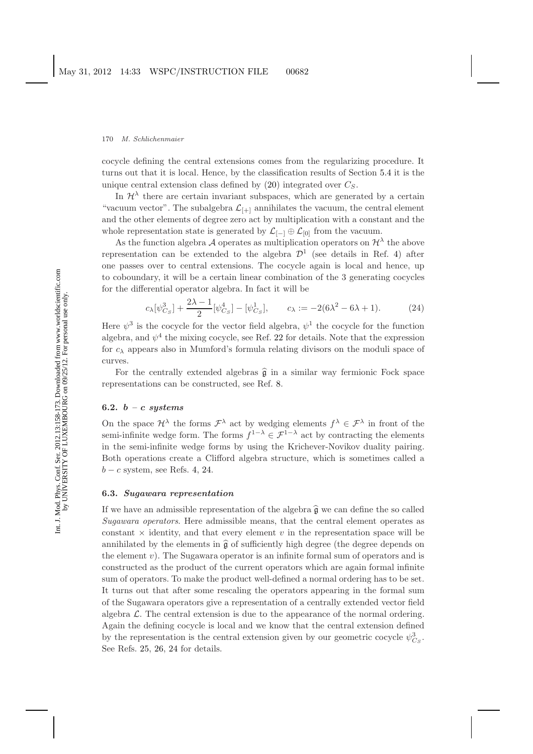cocycle defining the central extensions comes from the regularizing procedure. It turns out that it is local. Hence, by the classification results of Section 5.4 it is the unique central extension class defined by (20) integrated over $C_S$.

In $\mathcal{H}^\lambda$ there are certain invariant subspaces, which are generated by a certain "vacuum vector". The subalgebra $\mathcal{L}_{[+]}$ annihilates the vacuum, the central element and the other elements of degree zero act by multiplication with a constant and the whole representation state is generated by $\mathcal{L}_{[-]} \oplus \mathcal{L}_{[0]}$ from the vacuum.

As the function algebra $\mathcal{A}$ operates as multiplication operators on $\mathcal{H}^\lambda$ the above representation can be extended to the algebra $\mathcal{D}^1$ (see details in Ref. 4) after one passes over to central extensions. The cocycle again is local and hence, up to coboundary, it will be a certain linear combination of the 3 generating cocycles for the differential operator algebra. In fact it will be

$$c_\lambda[\psi^3_{C_S}] + \frac{2\lambda - 1}{2}[\psi^4_{C_S}] - [\psi^1_{C_S}], \qquad c_\lambda := -2(6\lambda^2 - 6\lambda + 1). \tag{24}$$

Here $\psi^3$ is the cocycle for the vector field algebra, $\psi^1$ the cocycle for the function algebra, and $\psi^4$ the mixing cocycle, see Ref. 22 for details. Note that the expression for $c_\lambda$ appears also in Mumford's formula relating divisors on the moduli space of curves.

For the centrally extended algebras $\widehat{\mathfrak{g}}$ in a similar way fermionic Fock space representations can be constructed, see Ref. 8.

### 6.2. *$b$ – $c$ systems*

On the space $\mathcal{H}^\lambda$ the forms $\mathcal{F}^\lambda$ act by wedging elements $f^\lambda \in \mathcal{F}^\lambda$ in front of the semi-infinite wedge form. The forms $f^{1-\lambda} \in \mathcal{F}^{1-\lambda}$ act by contracting the elements in the semi-infinite wedge forms by using the Krichever-Novikov duality pairing. Both operations create a Clifford algebra structure, which is sometimes called a $b - c$ system, see Refs. 4, 24.

### 6.3. *Sugawara representation*

If we have an admissible representation of the algebra $\widehat{\mathfrak{g}}$ we can define the so called *Sugawara operators*. Here admissible means, that the central element operates as constant $\times$ identity, and that every element $v$ in the representation space will be annihilated by the elements in $\widehat{\mathfrak{g}}$ of sufficiently high degree (the degree depends on the element $v$). The Sugawara operator is an infinite formal sum of operators and is constructed as the product of the current operators which are again formal infinite sum of operators. To make the product well-defined a normal ordering has to be set. It turns out that after some rescaling the operators appearing in the formal sum of the Sugawara operators give a representation of a centrally extended vector field algebra $\mathcal{L}$. The central extension is due to the appearance of the normal ordering. Again the defining cocycle is local and we know that the central extension defined by the representation is the central extension given by our geometric cocycle $\psi^3_{C_S}$. See Refs. 25, 26, 24 for details.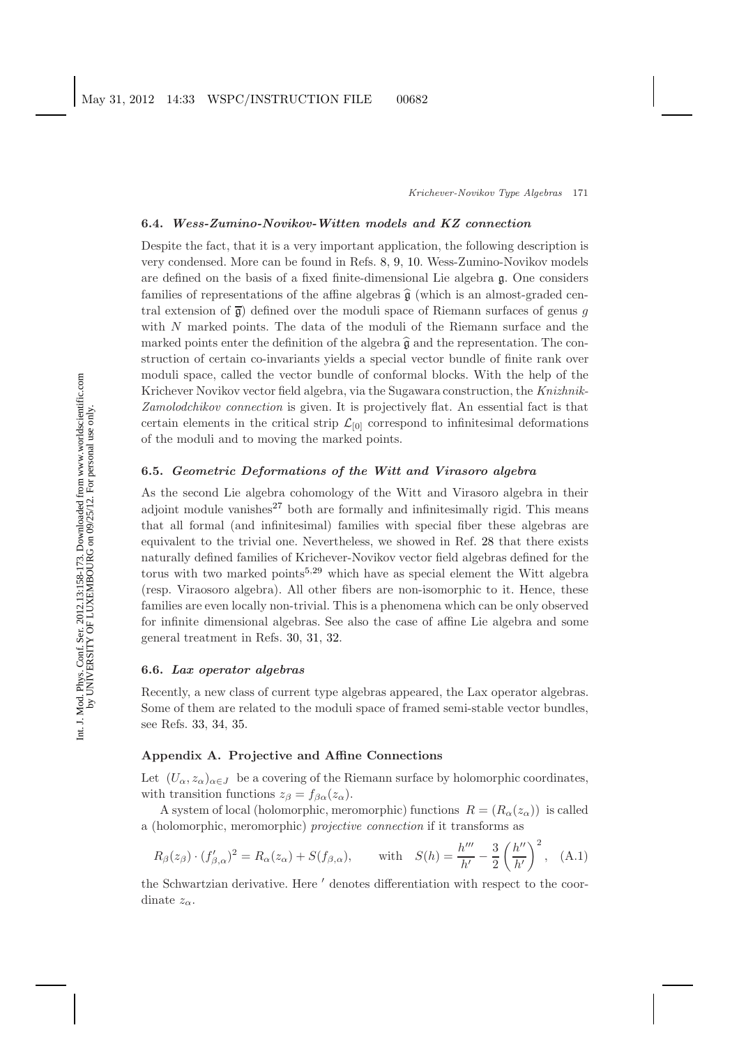### 6.4. *Wess-Zumino-Novikov-Witten models and KZ connection*

Despite the fact, that it is a very important application, the following description is very condensed. More can be found in Refs. 8, 9, 10. Wess-Zumino-Novikov models are defined on the basis of a fixed finite-dimensional Lie algebra $\mathfrak{g}$. One considers families of representations of the affine algebras $\widehat{\mathfrak{g}}$ (which is an almost-graded central extension of $\overline{\mathfrak{g}}$) defined over the moduli space of Riemann surfaces of genus $g$ with $N$ marked points. The data of the moduli of the Riemann surface and the marked points enter the definition of the algebra $\widehat{\mathfrak{g}}$ and the representation. The construction of certain co-invariants yields a special vector bundle of finite rank over moduli space, called the vector bundle of conformal blocks. With the help of the Krichever Novikov vector field algebra, via the Sugawara construction, the *Knizhnik-Zamolodchikov connection* is given. It is projectively flat. An essential fact is that certain elements in the critical strip $\mathcal{L}_{[0]}$ correspond to infinitesimal deformations of the moduli and to moving the marked points.

### 6.5. *Geometric Deformations of the Witt and Virasoro algebra*

As the second Lie algebra cohomology of the Witt and Virasoro algebra in their adjoint module vanishes[27] both are formally and infinitesimally rigid. This means that all formal (and infinitesimal) families with special fiber these algebras are equivalent to the trivial one. Nevertheless, we showed in Ref. 28 that there exists naturally defined families of Krichever-Novikov vector field algebras defined for the torus with two marked points[5,29] which have as special element the Witt algebra (resp. Viraosoro algebra). All other fibers are non-isomorphic to it. Hence, these families are even locally non-trivial. This is a phenomena which can be only observed for infinite dimensional algebras. See also the case of affine Lie algebra and some general treatment in Refs. 30, 31, 32.

### 6.6. *Lax operator algebras*

Recently, a new class of current type algebras appeared, the Lax operator algebras. Some of them are related to the moduli space of framed semi-stable vector bundles, see Refs. 33, 34, 35.

## Appendix A. Projective and Affine Connections

Let $(U_\alpha, z_\alpha)_{\alpha\in J}$ be a covering of the Riemann surface by holomorphic coordinates, with transition functions $z_\beta = f_{\beta\alpha}(z_\alpha)$.

A system of local (holomorphic, meromorphic) functions $R = (R_\alpha(z_\alpha))$ is called a (holomorphic, meromorphic) *projective connection* if it transforms as

$$R_\beta(z_\beta)\cdot (f'_{\beta,\alpha})^2 = R_\alpha(z_\alpha) + S(f_{\beta,\alpha}), \qquad \text{with} \quad S(h) = \frac{h'''}{h'} - \frac{3}{2}\left(\frac{h''}{h'}\right)^2, \quad \text{(A.1)}$$

the Schwartzian derivative. Here $'$ denotes differentiation with respect to the coordinate $z_\alpha$.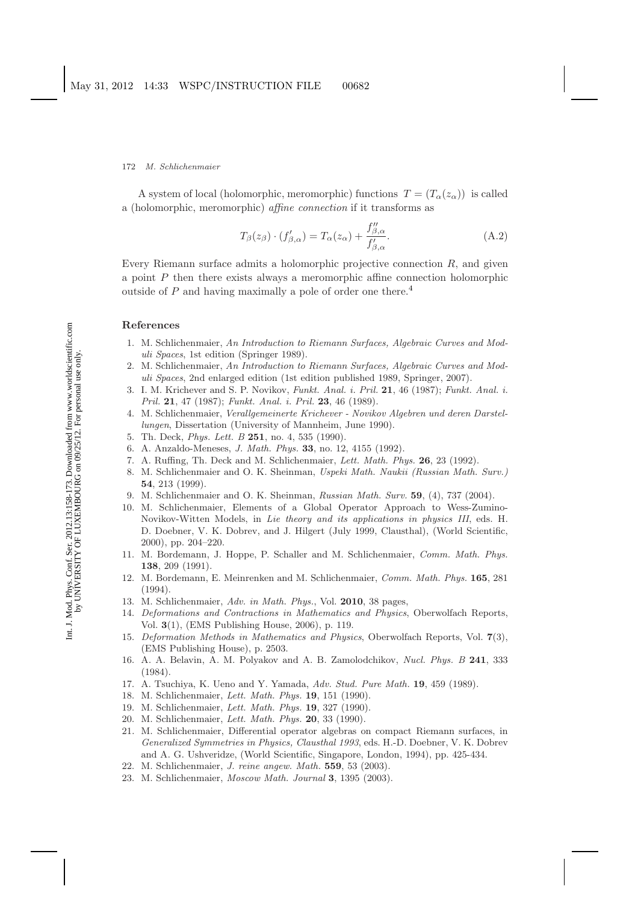A system of local (holomorphic, meromorphic) functions $T = (T_\alpha(z_\alpha))$ is called a (holomorphic, meromorphic) *affine connection* if it transforms as

$$T_\beta(z_\beta) \cdot (f'_{\beta,\alpha}) = T_\alpha(z_\alpha) + \frac{f''_{\beta,\alpha}}{f'_{\beta,\alpha}}. \tag{A.2}$$

Every Riemann surface admits a holomorphic projective connection $R$, and given a point $P$ then there exists always a meromorphic affine connection holomorphic outside of $P$ and having maximally a pole of order one there.[4]

## References

1. M. Schlichenmaier, *An Introduction to Riemann Surfaces, Algebraic Curves and Moduli Spaces*, 1st edition (Springer 1989).
2. M. Schlichenmaier, *An Introduction to Riemann Surfaces, Algebraic Curves and Moduli Spaces*, 2nd enlarged edition (1st edition published 1989, Springer, 2007).
3. I. M. Krichever and S. P. Novikov, *Funkt. Anal. i. Pril.* **21**, 46 (1987); *Funkt. Anal. i. Pril.* **21**, 47 (1987); *Funkt. Anal. i. Pril.* **23**, 46 (1989).
4. M. Schlichenmaier, *Verallgemeinerte Krichever - Novikov Algebren und deren Darstellungen*, Dissertation (University of Mannheim, June 1990).
5. Th. Deck, *Phys. Lett. B* **251**, no. 4, 535 (1990).
6. A. Anzaldo-Meneses, *J. Math. Phys.* **33**, no. 12, 4155 (1992).
7. A. Ruffing, Th. Deck and M. Schlichenmaier, *Lett. Math. Phys.* **26**, 23 (1992).
8. M. Schlichenmaier and O. K. Sheinman, *Uspeki Math. Naukii (Russian Math. Surv.)* **54**, 213 (1999).
9. M. Schlichenmaier and O. K. Sheinman, *Russian Math. Surv.* **59**, (4), 737 (2004).
10. M. Schlichenmaier, Elements of a Global Operator Approach to Wess-Zumino-Novikov-Witten Models, in *Lie theory and its applications in physics III*, eds. H. D. Doebner, V. K. Dobrev, and J. Hilgert (July 1999, Clausthal), (World Scientific, 2000), pp. 204–220.
11. M. Bordemann, J. Hoppe, P. Schaller and M. Schlichenmaier, *Comm. Math. Phys.* **138**, 209 (1991).
12. M. Bordemann, E. Meinrenken and M. Schlichenmaier, *Comm. Math. Phys.* **165**, 281 (1994).
13. M. Schlichenmaier, *Adv. in Math. Phys.*, Vol. **2010**, 38 pages,
14. *Deformations and Contractions in Mathematics and Physics*, Oberwolfach Reports, Vol. **3**(1), (EMS Publishing House, 2006), p. 119.
15. *Deformation Methods in Mathematics and Physics*, Oberwolfach Reports, Vol. **7**(3), (EMS Publishing House), p. 2503.
16. A. A. Belavin, A. M. Polyakov and A. B. Zamolodchikov, *Nucl. Phys. B* **241**, 333 (1984).
17. A. Tsuchiya, K. Ueno and Y. Yamada, *Adv. Stud. Pure Math.* **19**, 459 (1989).
18. M. Schlichenmaier, *Lett. Math. Phys.* **19**, 151 (1990).
19. M. Schlichenmaier, *Lett. Math. Phys.* **19**, 327 (1990).
20. M. Schlichenmaier, *Lett. Math. Phys.* **20**, 33 (1990).
21. M. Schlichenmaier, Differential operator algebras on compact Riemann surfaces, in *Generalized Symmetries in Physics, Clausthal 1993*, eds. H.-D. Doebner, V. K. Dobrev and A. G. Ushveridze, (World Scientific, Singapore, London, 1994), pp. 425-434.
22. M. Schlichenmaier, *J. reine angew. Math.* **559**, 53 (2003).
23. M. Schlichenmaier, *Moscow Math. Journal* **3**, 1395 (2003).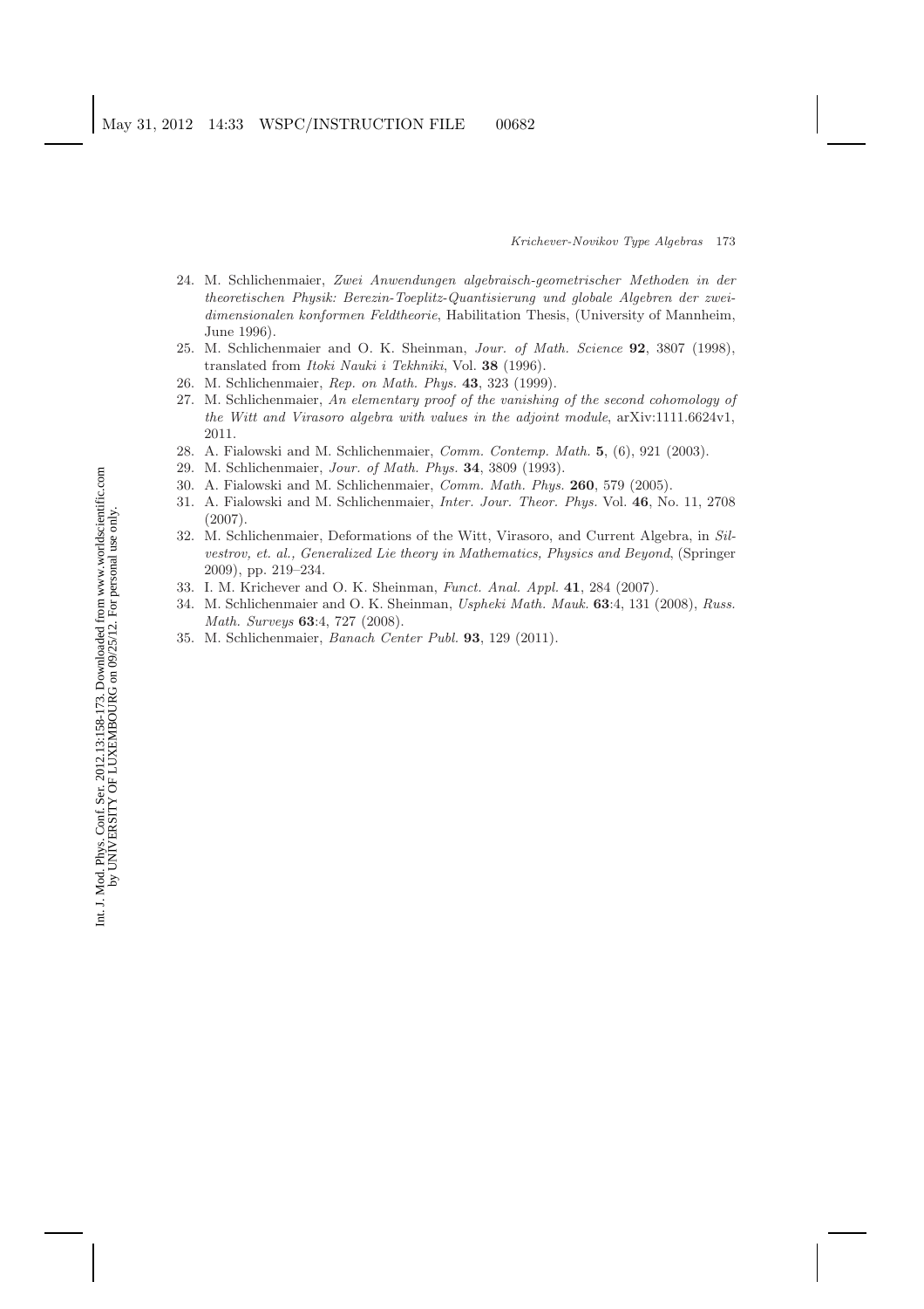24. M. Schlichenmaier, *Zwei Anwendungen algebraisch-geometrischer Methoden in der theoretischen Physik: Berezin-Toeplitz-Quantisierung und globale Algebren der zweidimensionalen konformen Feldtheorie*, Habilitation Thesis, (University of Mannheim, June 1996).
25. M. Schlichenmaier and O. K. Sheinman, *Jour. of Math. Science* **92**, 3807 (1998), translated from *Itoki Nauki i Tekhniki*, Vol. **38** (1996).
26. M. Schlichenmaier, *Rep. on Math. Phys.* **43**, 323 (1999).
27. M. Schlichenmaier, *An elementary proof of the vanishing of the second cohomology of the Witt and Virasoro algebra with values in the adjoint module*, arXiv:1111.6624v1, 2011.
28. A. Fialowski and M. Schlichenmaier, *Comm. Contemp. Math.* **5**, (6), 921 (2003).
29. M. Schlichenmaier, *Jour. of Math. Phys.* **34**, 3809 (1993).
30. A. Fialowski and M. Schlichenmaier, *Comm. Math. Phys.* **260**, 579 (2005).
31. A. Fialowski and M. Schlichenmaier, *Inter. Jour. Theor. Phys.* Vol. **46**, No. 11, 2708 (2007).
32. M. Schlichenmaier, Deformations of the Witt, Virasoro, and Current Algebra, in *Silvestrov, et. al., Generalized Lie theory in Mathematics, Physics and Beyond*, (Springer 2009), pp. 219–234.
33. I. M. Krichever and O. K. Sheinman, *Funct. Anal. Appl.* **41**, 284 (2007).
34. M. Schlichenmaier and O. K. Sheinman, *Uspheki Math. Mauk.* **63**:4, 131 (2008), *Russ. Math. Surveys* **63**:4, 727 (2008).
35. M. Schlichenmaier, *Banach Center Publ.* **93**, 129 (2011).